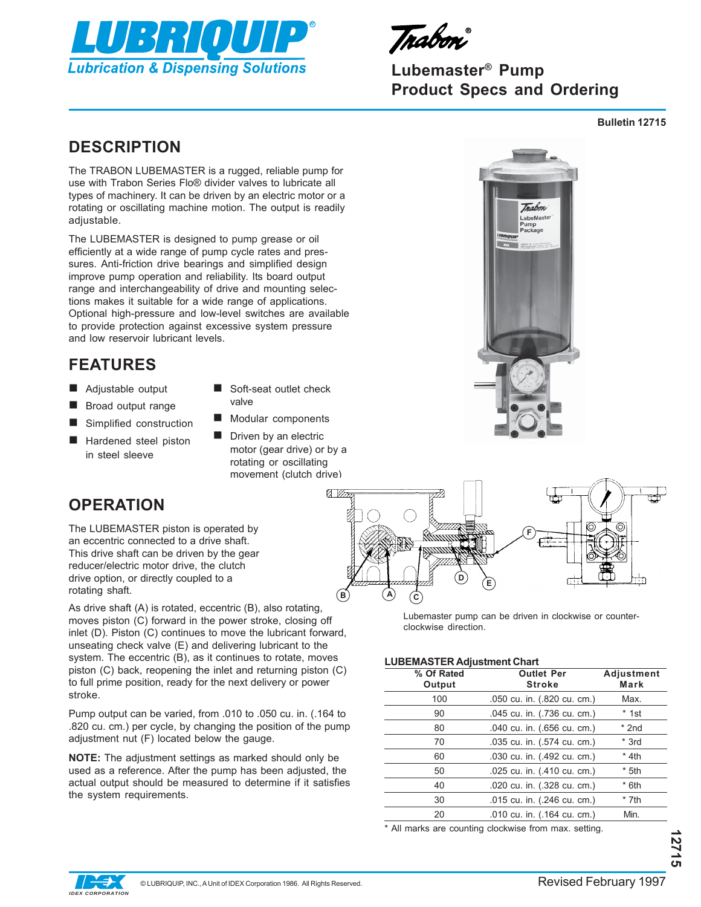LUBRIQUIP®
Lubrication & Dispensing Solutions

Trabon®

# Lubemaster® Pump Product Specs and Ordering

**Bulletin 12715**

## DESCRIPTION

The TRABON LUBEMASTER is a rugged, reliable pump for use with Trabon Series Flo® divider valves to lubricate all types of machinery. It can be driven by an electric motor or a rotating or oscillating machine motion. The output is readily adjustable.

The LUBEMASTER is designed to pump grease or oil efficiently at a wide range of pump cycle rates and pressures. Anti-friction drive bearings and simplified design improve pump operation and reliability. Its board output range and interchangeability of drive and mounting selections makes it suitable for a wide range of applications. Optional high-pressure and low-level switches are available to provide protection against excessive system pressure and low reservoir lubricant levels.

## FEATURES

- Adjustable output
- Broad output range
- Simplified construction
- Hardened steel piston in steel sleeve
- Soft-seat outlet check valve
- Modular components
- Driven by an electric motor (gear drive) or by a rotating or oscillating movement (clutch drive)

## OPERATION

The LUBEMASTER piston is operated by an eccentric connected to a drive shaft. This drive shaft can be driven by the gear reducer/electric motor drive, the clutch drive option, or directly coupled to a rotating shaft.

As drive shaft (A) is rotated, eccentric (B), also rotating, moves piston (C) forward in the power stroke, closing off inlet (D). Piston (C) continues to move the lubricant forward, unseating check valve (E) and delivering lubricant to the system. The eccentric (B), as it continues to rotate, moves piston (C) back, reopening the inlet and returning piston (C) to full prime position, ready for the next delivery or power stroke.

Pump output can be varied, from .010 to .050 cu. in. (.164 to .820 cu. cm.) per cycle, by changing the position of the pump adjustment nut (F) located below the gauge.

**NOTE:** The adjustment settings as marked should only be used as a reference. After the pump has been adjusted, the actual output should be measured to determine if it satisfies the system requirements.

Lubemaster pump can be driven in clockwise or counter-clockwise direction.

**LUBEMASTER Adjustment Chart**

| % Of Rated Output | Outlet Per Stroke | Adjustment Mark |
|---|---|---|
| 100 | .050 cu. in. (.820 cu. cm.) | Max. |
| 90 | .045 cu. in. (.736 cu. cm.) | * 1st |
| 80 | .040 cu. in. (.656 cu. cm.) | * 2nd |
| 70 | .035 cu. in. (.574 cu. cm.) | * 3rd |
| 60 | .030 cu. in. (.492 cu. cm.) | * 4th |
| 50 | .025 cu. in. (.410 cu. cm.) | * 5th |
| 40 | .020 cu. in. (.328 cu. cm.) | * 6th |
| 30 | .015 cu. in. (.246 cu. cm.) | * 7th |
| 20 | .010 cu. in. (.164 cu. cm.) | Min. |

\* All marks are counting clockwise from max. setting.

© LUBRIQUIP, INC., A Unit of IDEX Corporation 1986. All Rights Reserved.

Revised February 1997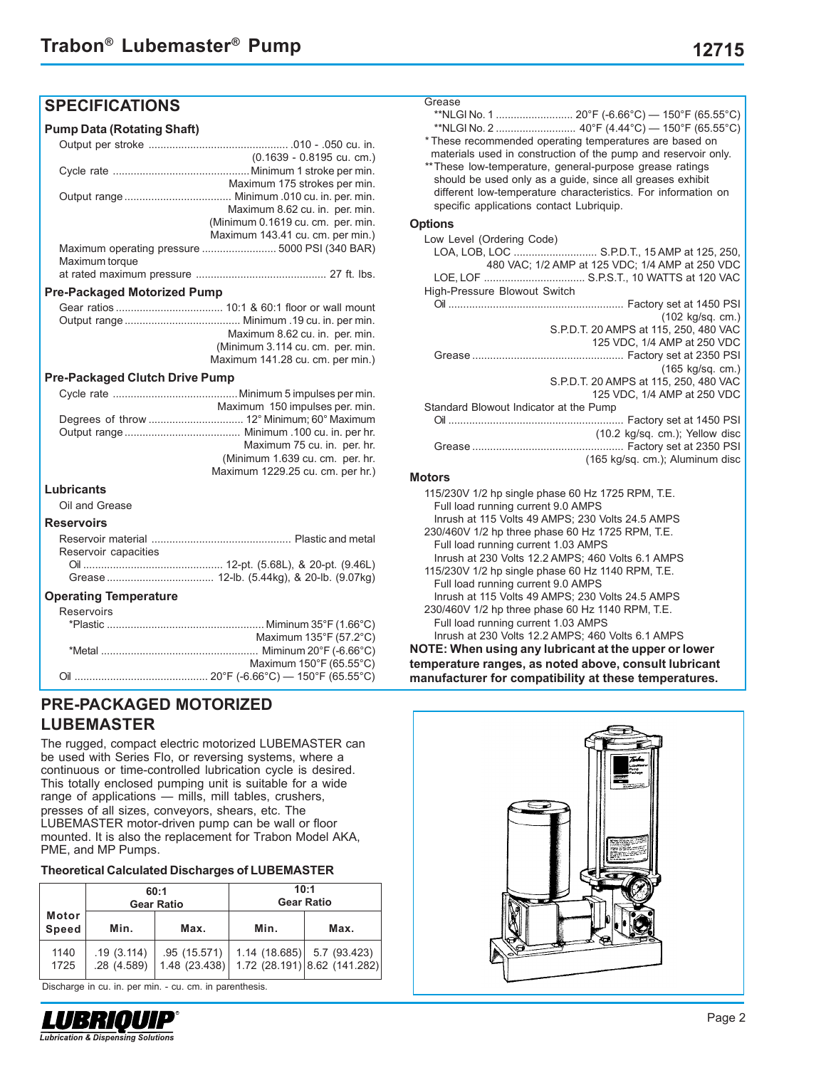## SPECIFICATIONS

### Pump Data (Rotating Shaft)

Output per stroke ............................................... .010 - .050 cu. in. (0.1639 - 0.8195 cu. cm.)

Cycle rate ............................................. Minimum 1 stroke per min. Maximum 175 strokes per min.

Output range ................................... Minimum .010 cu. in. per. min. Maximum 8.62 cu. in. per. min. (Minimum 0.1619 cu. cm. per. min. Maximum 143.41 cu. cm. per min.)

Maximum operating pressure ......................... 5000 PSI (340 BAR)

Maximum torque at rated maximum pressure ............................................ 27 ft. lbs.

### Pre-Packaged Motorized Pump

Gear ratios .................................... 10:1 & 60:1 floor or wall mount

Output range ....................................... Minimum .19 cu. in. per min. Maximum 8.62 cu. in. per. min. (Minimum 3.114 cu. cm. per. min. Maximum 141.28 cu. cm. per min.)

### Pre-Packaged Clutch Drive Pump

Cycle rate .......................................... Minimum 5 impulses per min. Maximum 150 impulses per. min.

Degrees of throw ................................ 12° Minimum; 60° Maximum

Output range ....................................... Minimum .100 cu. in. per hr. Maximum 75 cu. in. per. hr. (Minimum 1.639 cu. cm. per. hr. Maximum 1229.25 cu. cm. per hr.)

### Lubricants

Oil and Grease

### Reservoirs

Reservoir material ............................................... Plastic and metal

Reservoir capacities

Oil ............................................... 12-pt. (5.68L), & 20-pt. (9.46L)

Grease ................................... 12-lb. (5.44kg), & 20-lb. (9.07kg)

### Operating Temperature

Reservoirs

*Plastic .................................................... Miminum 35°F (1.66°C) Maximum 135°F (57.2°C)

*Metal ..................................................... Minimum 20°F (-6.66°C) Maximum 150°F (65.55°C)

Oil ............................................ 20°F (-6.66°C) — 150°F (65.55°C)

Grease

**NLGI No. 1 .......................... 20°F (-6.66°C) — 150°F (65.55°C)

**NLGI No. 2 ........................... 40°F (4.44°C) — 150°F (65.55°C)

* These recommended operating temperatures are based on materials used in construction of the pump and reservoir only.

** These low-temperature, general-purpose grease ratings should be used only as a guide, since all greases exhibit different low-temperature characteristics. For information on specific applications contact Lubriquip.

### Options

Low Level (Ordering Code)

LOA, LOB, LOC ............................ S.P.D.T., 15 AMP at 125, 250, 480 VAC; 1/2 AMP at 125 VDC; 1/4 AMP at 250 VDC

LOE, LOF .................................. S.P.S.T., 10 WATTS at 120 VAC

High-Pressure Blowout Switch

Oil ........................................................... Factory set at 1450 PSI (102 kg/sq. cm.) S.P.D.T. 20 AMPS at 115, 250, 480 VAC 125 VDC, 1/4 AMP at 250 VDC

Grease .................................................. Factory set at 2350 PSI (165 kg/sq. cm.) S.P.D.T. 20 AMPS at 115, 250, 480 VAC 125 VDC, 1/4 AMP at 250 VDC

Standard Blowout Indicator at the Pump

Oil ........................................................... Factory set at 1450 PSI (10.2 kg/sq. cm.); Yellow disc

Grease .................................................. Factory set at 2350 PSI (165 kg/sq. cm.); Aluminum disc

### Motors

115/230V 1/2 hp single phase 60 Hz 1725 RPM, T.E.
Full load running current 9.0 AMPS
Inrush at 115 Volts 49 AMPS; 230 Volts 24.5 AMPS

230/460V 1/2 hp three phase 60 Hz 1725 RPM, T.E.
Full load running current 1.03 AMPS
Inrush at 230 Volts 12.2 AMPS; 460 Volts 6.1 AMPS

115/230V 1/2 hp single phase 60 Hz 1140 RPM, T.E.
Full load running current 9.0 AMPS
Inrush at 115 Volts 49 AMPS; 230 Volts 24.5 AMPS

230/460V 1/2 hp three phase 60 Hz 1140 RPM, T.E.
Full load running current 1.03 AMPS
Inrush at 230 Volts 12.2 AMPS; 460 Volts 6.1 AMPS

**NOTE: When using any lubricant at the upper or lower temperature ranges, as noted above, consult lubricant manufacturer for compatibility at these temperatures.**

## PRE-PACKAGED MOTORIZED LUBEMASTER

The rugged, compact electric motorized LUBEMASTER can be used with Series Flo, or reversing systems, where a continuous or time-controlled lubrication cycle is desired. This totally enclosed pumping unit is suitable for a wide range of applications — mills, mill tables, crushers, presses of all sizes, conveyors, shears, etc. The LUBEMASTER motor-driven pump can be wall or floor mounted. It is also the replacement for Trabon Model AKA, PME, and MP Pumps.

**Theoretical Calculated Discharges of LUBEMASTER**

| Motor Speed | 60:1 Gear Ratio | | 10:1 Gear Ratio | |
|---|---|---|---|---|
| | Min. | Max. | Min. | Max. |
| 1140 | .19 (3.114) | .95 (15.571) | 1.14 (18.685) | 5.7 (93.423) |
| 1725 | .28 (4.589) | 1.48 (23.438) | 1.72 (28.191) | 8.62 (141.282) |

Discharge in cu. in. per min. - cu. cm. in parenthesis.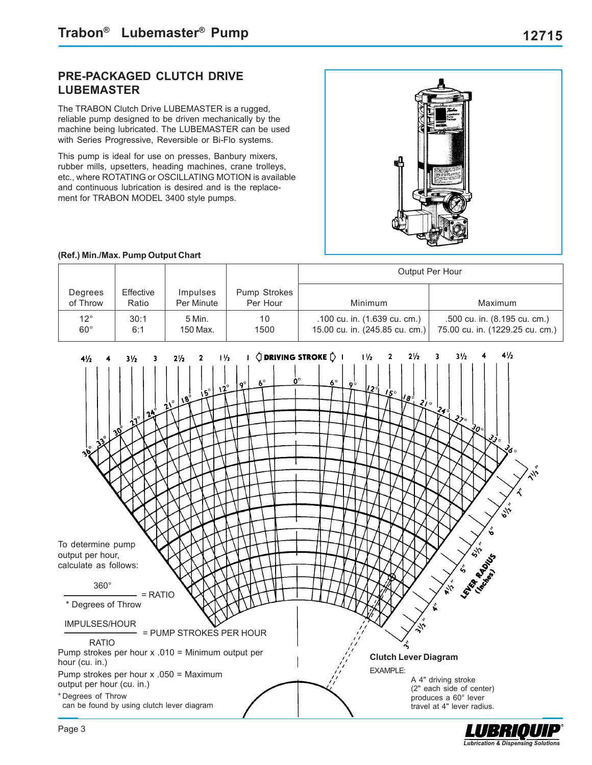## PRE-PACKAGED CLUTCH DRIVE LUBEMASTER

The TRABON Clutch Drive LUBEMASTER is a rugged, reliable pump designed to be driven mechanically by the machine being lubricated. The LUBEMASTER can be used with Series Progressive, Reversible or Bi-Flo systems.

This pump is ideal for use on presses, Banbury mixers, rubber mills, upsetters, heading machines, crane trolleys, etc., where ROTATING or OSCILLATING MOTION is available and continuous lubrication is desired and is the replacement for TRABON MODEL 3400 style pumps.

**(Ref.) Min./Max. Pump Output Chart**

| Degrees of Throw | Effective Ratio | Impulses Per Minute | Pump Strokes Per Hour | Output Per Hour | |
|---|---|---|---|---|---|
| | | | | Minimum | Maximum |
| 12°<br>60° | 30:1<br>6:1 | 5 Min.<br>150 Max. | 10<br>1500 | .100 cu. in. (1.639 cu. cm.)<br>15.00 cu. in. (245.85 cu. cm.) | .500 cu. in. (8.195 cu. cm.)<br>75.00 cu. in. (1229.25 cu. cm.) |

To determine pump output per hour, calculate as follows:

$$\frac{360°}{\text{* Degrees of Throw}} = \text{RATIO}$$

$$\frac{\text{IMPULSES/HOUR}}{\text{RATIO}} = \text{PUMP STROKES PER HOUR}$$

Pump strokes per hour x .010 = Minimum output per hour (cu. in.)

Pump strokes per hour x .050 = Maximum output per hour (cu. in.)

\* Degrees of Throw can be found by using clutch lever diagram

**Clutch Lever Diagram**

EXAMPLE:

A 4" driving stroke (2" each side of center) produces a 60° lever travel at 4" lever radius.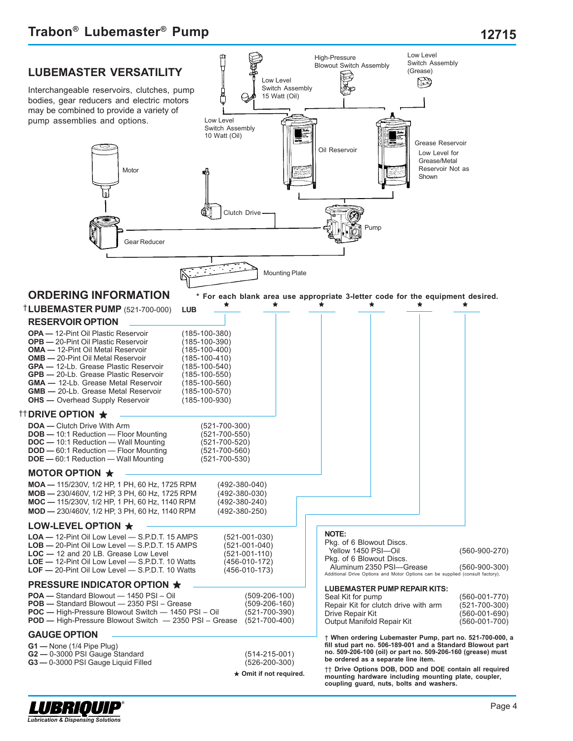# Trabon® Lubemaster® Pump

12715

## LUBEMASTER VERSATILITY

Interchangeable reservoirs, clutches, pump bodies, gear reducers and electric motors may be combined to provide a variety of pump assemblies and options.

Low Level Switch Assembly 10 Watt (Oil)

Low Level Switch Assembly 15 Watt (Oil)

High-Pressure Blowout Switch Assembly

Low Level Switch Assembly (Grease)

Oil Reservoir

Grease Reservoir

Low Level for Grease/Metal Reservoir Not as Shown

Motor

Clutch Drive

Pump

Gear Reducer

Mounting Plate

## ORDERING INFORMATION

\* For each blank area use appropriate 3-letter code for the equipment desired.

†**LUBEMASTER PUMP** (521-700-000) **LUB** ___ ___★ ___★ ___★ ___★ ___★

### RESERVOIR OPTION

| Code | Description | Part No. |
|---|---|---|
| **OPA** | 12-Pint Oil Plastic Reservoir | (185-100-380) |
| **OPB** | 20-Pint Oil Plastic Reservoir | (185-100-390) |
| **OMA** | 12-Pint Oil Metal Reservoir | (185-100-400) |
| **OMB** | 20-Pint Oil Metal Reservoir | (185-100-410) |
| **GPA** | 12-Lb. Grease Plastic Reservoir | (185-100-540) |
| **GPB** | 20-Lb. Grease Plastic Reservoir | (185-100-550) |
| **GMA** | 12-Lb. Grease Metal Reservoir | (185-100-560) |
| **GMB** | 20-Lb. Grease Metal Reservoir | (185-100-570) |
| **OHS** | Overhead Supply Reservoir | (185-100-930) |

### ††DRIVE OPTION ★

| Code | Description | Part No. |
|---|---|---|
| **DOA** | Clutch Drive With Arm | (521-700-300) |
| **DOB** | 10:1 Reduction — Floor Mounting | (521-700-550) |
| **DOC** | 10:1 Reduction — Wall Mounting | (521-700-520) |
| **DOD** | 60:1 Reduction — Floor Mounting | (521-700-560) |
| **DOE** | 60:1 Reduction — Wall Mounting | (521-700-530) |

### MOTOR OPTION ★

| Code | Description | Part No. |
|---|---|---|
| **MOA** | 115/230V, 1/2 HP, 1 PH, 60 Hz, 1725 RPM | (492-380-040) |
| **MOB** | 230/460V, 1/2 HP, 3 PH, 60 Hz, 1725 RPM | (492-380-030) |
| **MOC** | 115/230V, 1/2 HP, 1 PH, 60 Hz, 1140 RPM | (492-380-240) |
| **MOD** | 230/460V, 1/2 HP, 3 PH, 60 Hz, 1140 RPM | (492-380-250) |

### LOW-LEVEL OPTION ★

| Code | Description | Part No. |
|---|---|---|
| **LOA** | 12-Pint Oil Low Level — S.P.D.T. 15 AMPS | (521-001-030) |
| **LOB** | 20-Pint Oil Low Level — S.P.D.T. 15 AMPS | (521-001-040) |
| **LOC** | 12 and 20 LB. Grease Low Level | (521-001-110) |
| **LOE** | 12-Pint Oil Low Level — S.P.D.T. 10 Watts | (456-010-172) |
| **LOF** | 20-Pint Oil Low Level — S.P.D.T. 10 Watts | (456-010-173) |

### PRESSURE INDICATOR OPTION ★

| Code | Description | Part No. |
|---|---|---|
| **POA** | Standard Blowout — 1450 PSI – Oil | (509-206-100) |
| **POB** | Standard Blowout — 2350 PSI – Grease | (509-206-160) |
| **POC** | High-Pressure Blowout Switch — 1450 PSI – Oil | (521-700-390) |
| **POD** | High-Pressure Blowout Switch — 2350 PSI – Grease | (521-700-400) |

### GAUGE OPTION

| Code | Description | Part No. |
|---|---|---|
| **G1** | None (1/4 Pipe Plug) | |
| **G2** | 0-3000 PSI Gauge Standard | (514-215-001) |
| **G3** | 0-3000 PSI Gauge Liquid Filled | (526-200-300) |

★ **Omit if not required.**

**NOTE:**

| | |
|---|---|
| Pkg. of 6 Blowout Discs. Yellow 1450 PSI—Oil | (560-900-270) |
| Pkg. of 6 Blowout Discs. Aluminum 2350 PSI—Grease | (560-900-300) |

Additional Drive Options and Motor Options can be supplied (consult factory).

**LUBEMASTER PUMP REPAIR KITS:**

| | |
|---|---|
| Seal Kit for pump | (560-001-770) |
| Repair Kit for clutch drive with arm | (521-700-300) |
| Drive Repair Kit | (560-001-690) |
| Output Manifold Repair Kit | (560-001-700) |

**† When ordering Lubemaster Pump, part no. 521-700-000, a fill stud part no. 506-189-001 and a Standard Blowout part no. 509-206-100 (oil) or part no. 509-206-160 (grease) must be ordered as a separate line item.**

**†† Drive Options DOB, DOD and DOE contain all required mounting hardware including mounting plate, coupler, coupling guard, nuts, bolts and washers.**

LUBRIQUIP® Lubrication & Dispensing Solutions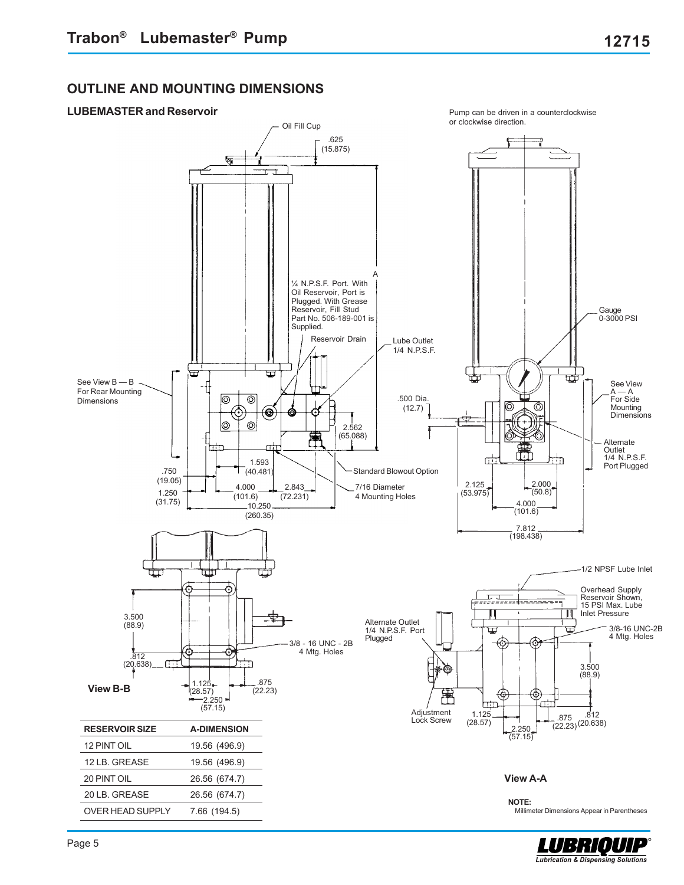## OUTLINE AND MOUNTING DIMENSIONS

### LUBEMASTER and Reservoir

Pump can be driven in a counterclockwise or clockwise direction.

Oil Fill Cup

.625 (15.875)

A

¼ N.P.S.F. Port. With Oil Reservoir, Port is Plugged. With Grease Reservoir, Fill Stud Part No. 506-189-001 is Supplied.

Reservoir Drain

Lube Outlet 1/4 N.P.S.F.

Gauge 0-3000 PSI

See View B — B For Rear Mounting Dimensions

.500 Dia. (12.7)

See View A — A For Side Mounting Dimensions

2.562 (65.088)

Alternate Outlet 1/4 N.P.S.F. Port Plugged

1.593 (40.481)

Standard Blowout Option

.750 (19.05)

4.000 (101.6)

2.843 (72.231)

7/16 Diameter 4 Mounting Holes

1.250 (31.75)

10.250 (260.35)

2.125 (53.975)

2.000 (50.8)

4.000 (101.6)

7.812 (198.438)

1/2 NPSF Lube Inlet

Overhead Supply Reservoir Shown, 15 PSI Max. Lube Inlet Pressure

3/8-16 UNC-2B 4 Mtg. Holes

3.500 (88.9)

3/8 - 16 UNC - 2B 4 Mtg. Holes

Alternate Outlet 1/4 N.P.S.F. Port Plugged

.812 (20.638)

1.125 (28.57)

.875 (22.23)

2.250 (57.15)

**View B-B**

Adjustment Lock Screw

3.500 (88.9)

1.125 (28.57)

.875 (22.23)

.812 (20.638)

2.250 (57.15)

**View A-A**

| RESERVOIR SIZE | A-DIMENSION |
|---|---|
| 12 PINT OIL | 19.56 (496.9) |
| 12 LB. GREASE | 19.56 (496.9) |
| 20 PINT OIL | 26.56 (674.7) |
| 20 LB. GREASE | 26.56 (674.7) |
| OVER HEAD SUPPLY | 7.66 (194.5) |

**NOTE:**
Millimeter Dimensions Appear in Parentheses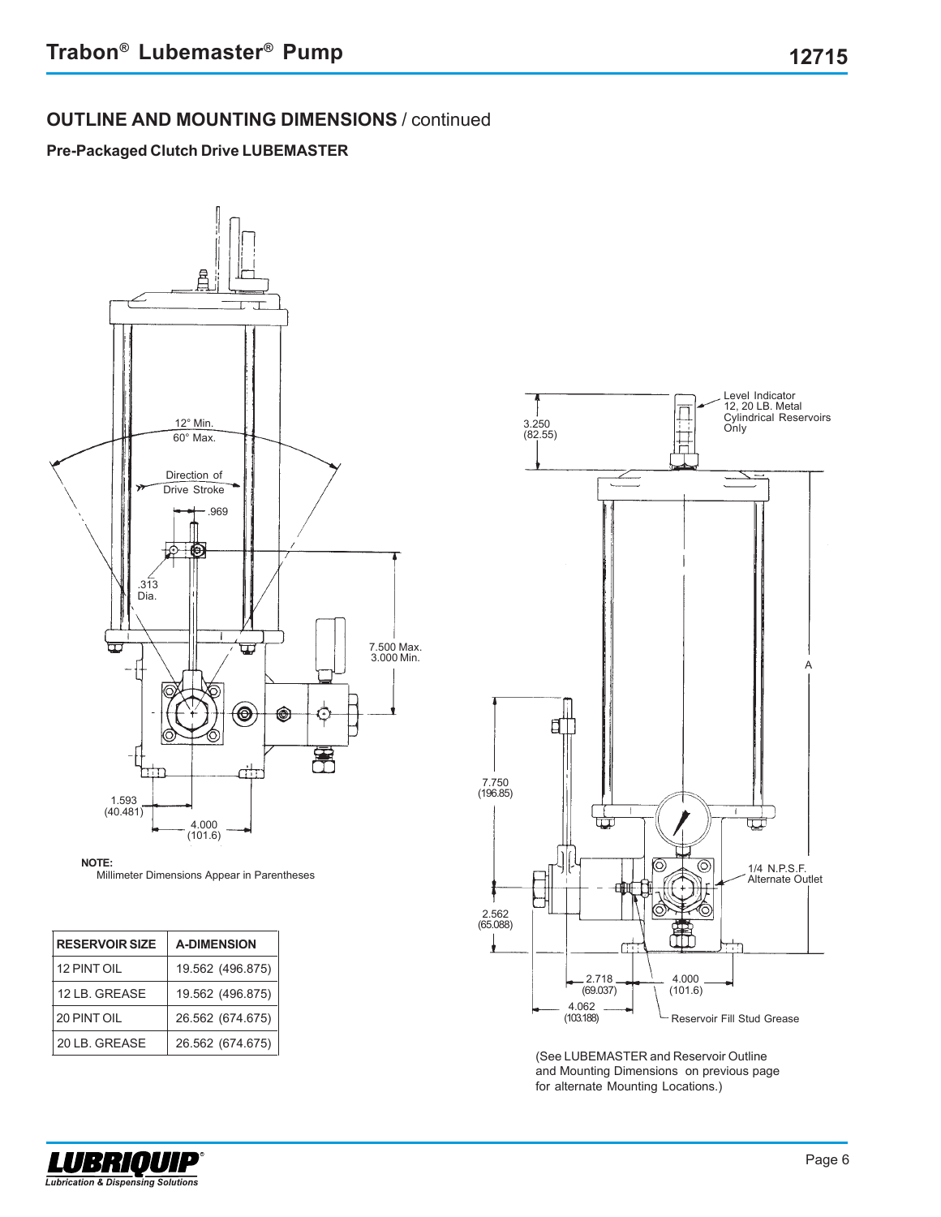## OUTLINE AND MOUNTING DIMENSIONS / continued

### Pre-Packaged Clutch Drive LUBEMASTER

12° Min.
60° Max.

Direction of Drive Stroke

.969

.313 Dia.

7.500 Max.
3.000 Min.

1.593 (40.481)

4.000 (101.6)

**NOTE:**
Millimeter Dimensions Appear in Parentheses

| RESERVOIR SIZE | A-DIMENSION |
|---|---|
| 12 PINT OIL | 19.562 (496.875) |
| 12 LB. GREASE | 19.562 (496.875) |
| 20 PINT OIL | 26.562 (674.675) |
| 20 LB. GREASE | 26.562 (674.675) |

Level Indicator 12, 20 LB. Metal Cylindrical Reservoirs Only

3.250 (82.55)

A

7.750 (196.85)

1/4 N.P.S.F. Alternate Outlet

2.562 (65.088)

2.718 (69.037)

4.000 (101.6)

4.062 (103.188)

Reservoir Fill Stud Grease

(See LUBEMASTER and Reservoir Outline and Mounting Dimensions on previous page for alternate Mounting Locations.)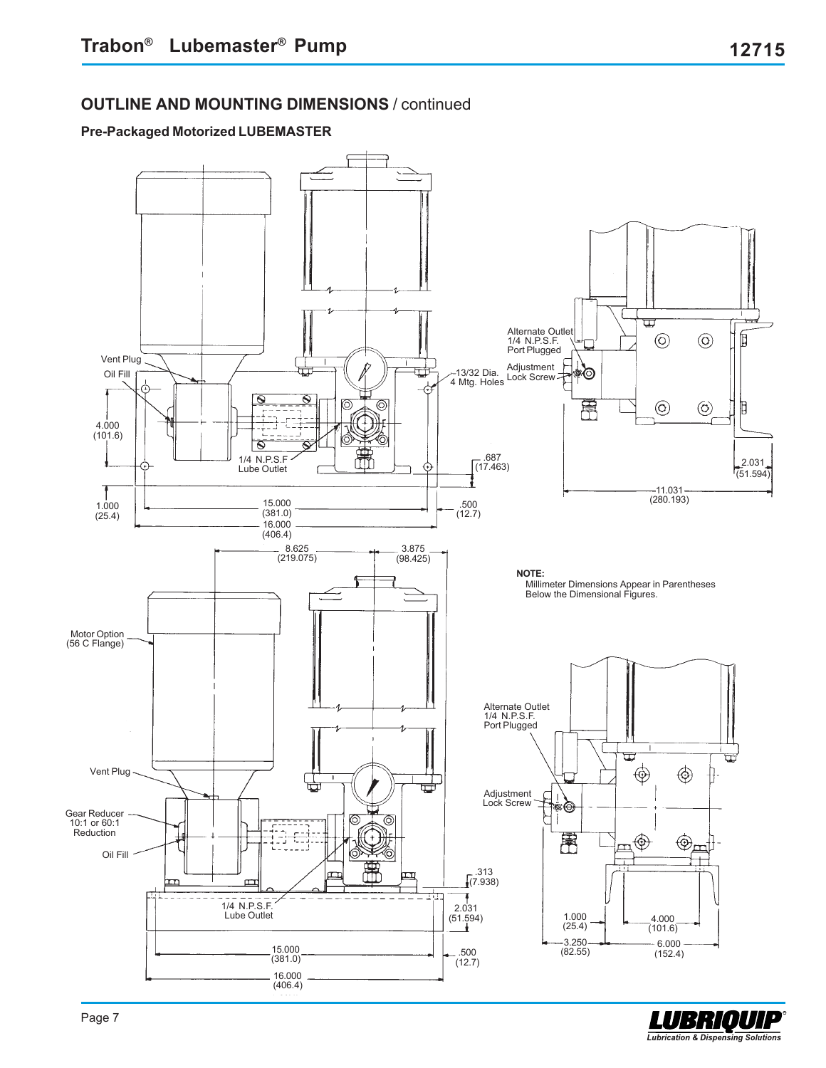## OUTLINE AND MOUNTING DIMENSIONS / continued

### Pre-Packaged Motorized LUBEMASTER

Vent Plug

Oil Fill

4.000 (101.6)

1.000 (25.4)

1/4 N.P.S.F Lube Outlet

13/32 Dia. 4 Mtg. Holes

.687 (17.463)

15.000 (381.0)

16.000 (406.4)

.500 (12.7)

Alternate Outlet 1/4 N.P.S.F. Port Plugged

Adjustment Lock Screw

2.031 (51.594)

11.031 (280.193)

8.625 (219.075)

3.875 (98.425)

**NOTE:**
Millimeter Dimensions Appear in Parentheses Below the Dimensional Figures.

Motor Option (56 C Flange)

Vent Plug

Gear Reducer 10:1 or 60:1 Reduction

Oil Fill

1/4 N.P.S.F. Lube Outlet

.313 (7.938)

2.031 (51.594)

15.000 (381.0)

.500 (12.7)

16.000 (406.4)

Alternate Outlet 1/4 N.P.S.F. Port Plugged

Adjustment Lock Screw

1.000 (25.4)

4.000 (101.6)

3.250 (82.55)

6.000 (152.4)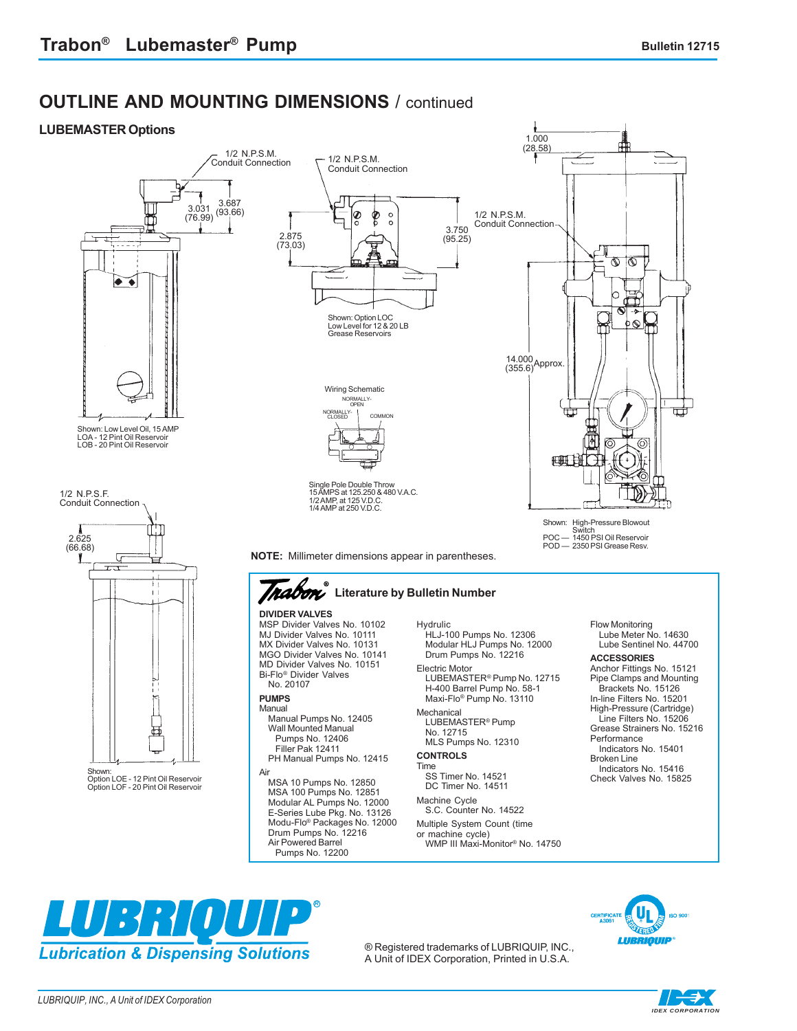# OUTLINE AND MOUNTING DIMENSIONS / continued

## LUBEMASTER Options

1/2 N.P.S.M.
Conduit Connection

3.031
(76.99)

3.687
(93.66)

Shown: Low Level Oil, 15 AMP
LOA - 12 Pint Oil Reservoir
LOB - 20 Pint Oil Reservoir

1/2 N.P.S.M.
Conduit Connection

2.875
(73.03)

3.750
(95.25)

Shown: Option LOC
Low Level for 12 & 20 LB
Grease Reservoirs

Wiring Schematic

NORMALLY-OPEN
NORMALLY-CLOSED
COMMON

Single Pole Double Throw
15 AMPS at 125.250 & 480 V.A.C.
1/2 AMP, at 125 V.D.C.
1/4 AMP at 250 V.D.C.

1.000
(28.58)

1/2 N.P.S.M.
Conduit Connection

14.000
(355.6) Approx.

Shown: High-Pressure Blowout Switch
POC — 1450 PSI Oil Reservoir
POD — 2350 PSI Grease Resv.

1/2 N.P.S.F.
Conduit Connection

2.625
(66.68)

Shown:
Option LOE - 12 Pint Oil Reservoir
Option LOF - 20 Pint Oil Reservoir

**NOTE:** Millimeter dimensions appear in parentheses.

## Trabon® Literature by Bulletin Number

**DIVIDER VALVES**
MSP Divider Valves No. 10102
MJ Divider Valves No. 10111
MX Divider Valves No. 10131
MGO Divider Valves No. 10141
MD Divider Valves No. 10151
Bi-Flo® Divider Valves No. 20107

**PUMPS**

Manual
- Manual Pumps No. 12405
- Wall Mounted Manual Pumps No. 12406
- Filler Pak 12411
- PH Manual Pumps No. 12415

Air
- MSA 10 Pumps No. 12850
- MSA 100 Pumps No. 12851
- Modular AL Pumps No. 12000
- E-Series Lube Pkg. No. 13126
- Modu-Flo® Packages No. 12000
- Drum Pumps No. 12216
- Air Powered Barrel Pumps No. 12200

Hydrulic
- HLJ-100 Pumps No. 12306
- Modular HLJ Pumps No. 12000
- Drum Pumps No. 12216

Electric Motor
- LUBEMASTER® Pump No. 12715
- H-400 Barrel Pump No. 58-1
- Maxi-Flo® Pump No. 13110

Mechanical
- LUBEMASTER® Pump No. 12715
- MLS Pumps No. 12310

**CONTROLS**

Time
- SS Timer No. 14521
- DC Timer No. 14511

Machine Cycle
- S.C. Counter No. 14522

Multiple System Count (time or machine cycle)
- WMP III Maxi-Monitor® No. 14750

Flow Monitoring
- Lube Meter No. 14630
- Lube Sentinel No. 44700

**ACCESSORIES**
Anchor Fittings No. 15121
Pipe Clamps and Mounting Brackets No. 15126
In-line Filters No. 15201
High-Pressure (Cartridge) Line Filters No. 15206
Grease Strainers No. 15216
Performance Indicators No. 15401
Broken Line Indicators No. 15416
Check Valves No. 15825

LUBRIQUIP®
Lubrication & Dispensing Solutions

® Registered trademarks of LUBRIQUIP, INC., A Unit of IDEX Corporation, Printed in U.S.A.

CERTIFICATE A3051 — UL REGISTERED FIRM — ISO 9001 — LUBRIQUIP®

*LUBRIQUIP, INC., A Unit of IDEX Corporation*

IDEX CORPORATION